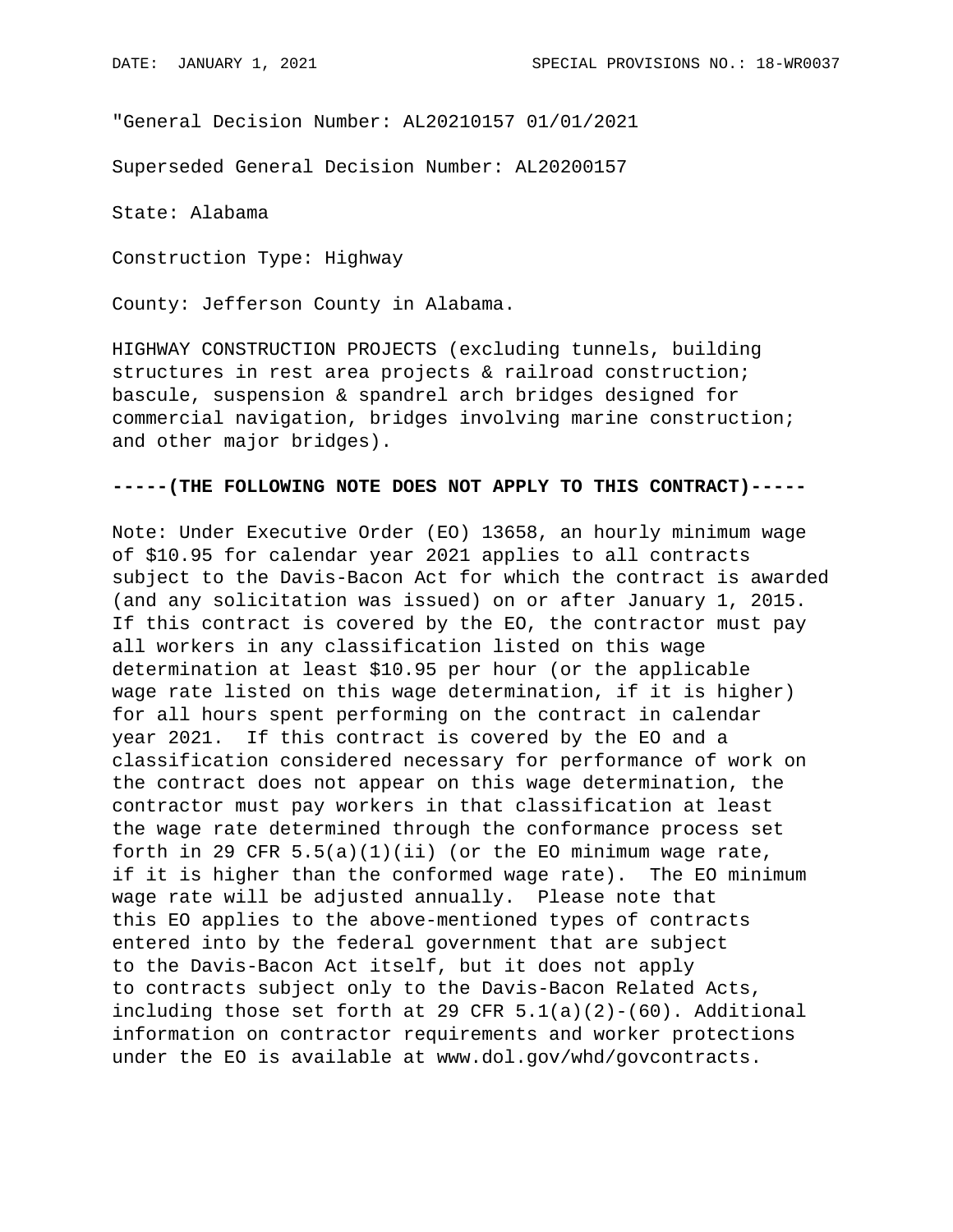"General Decision Number: AL20210157 01/01/2021

Superseded General Decision Number: AL20200157

State: Alabama

Construction Type: Highway

County: Jefferson County in Alabama.

HIGHWAY CONSTRUCTION PROJECTS (excluding tunnels, building structures in rest area projects & railroad construction; bascule, suspension & spandrel arch bridges designed for commercial navigation, bridges involving marine construction; and other major bridges).

**-----(THE FOLLOWING NOTE DOES NOT APPLY TO THIS CONTRACT)-----**

Note: Under Executive Order (EO) 13658, an hourly minimum wage of $10.95 for calendar year 2021 applies to all contracts subject to the Davis-Bacon Act for which the contract is awarded (and any solicitation was issued) on or after January 1, 2015. If this contract is covered by the EO, the contractor must pay all workers in any classification listed on this wage determination at least $10.95 per hour (or the applicable wage rate listed on this wage determination, if it is higher) for all hours spent performing on the contract in calendar year 2021. If this contract is covered by the EO and a classification considered necessary for performance of work on the contract does not appear on this wage determination, the contractor must pay workers in that classification at least the wage rate determined through the conformance process set forth in 29 CFR 5.5(a)(1)(ii) (or the EO minimum wage rate, if it is higher than the conformed wage rate). The EO minimum wage rate will be adjusted annually. Please note that this EO applies to the above-mentioned types of contracts entered into by the federal government that are subject to the Davis-Bacon Act itself, but it does not apply to contracts subject only to the Davis-Bacon Related Acts, including those set forth at 29 CFR 5.1(a)(2)-(60). Additional information on contractor requirements and worker protections under the EO is available at www.dol.gov/whd/govcontracts.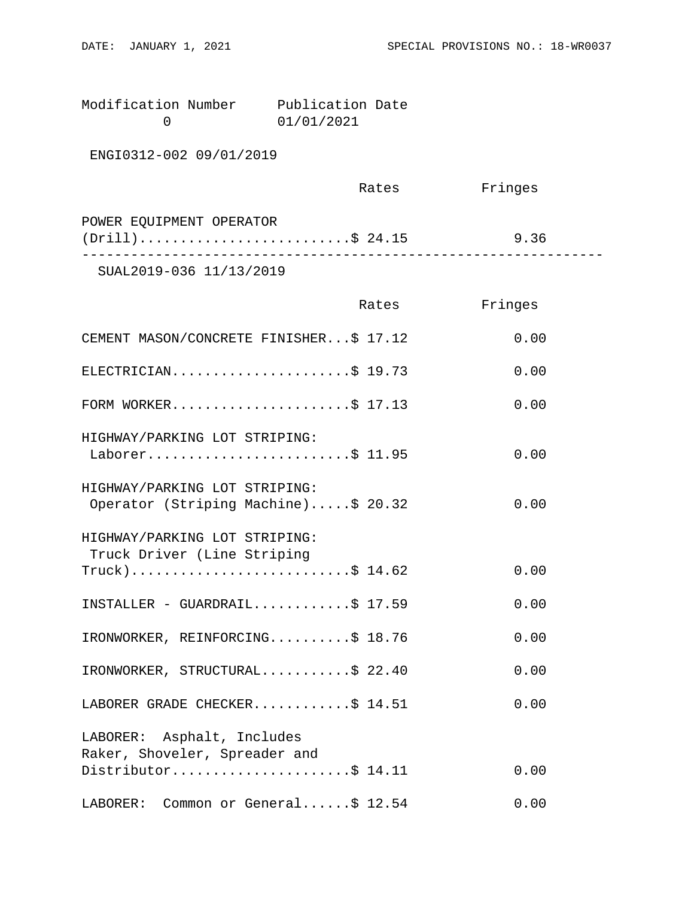Modification Number 0 — Publication Date 01/01/2021

ENGI0312-002 09/01/2019

| | Rates | Fringes |
|---|---|---|
| POWER EQUIPMENT OPERATOR (Drill) | $ 24.15 | 9.36 |

---

SUAL2019-036 11/13/2019

| | Rates | Fringes |
|---|---|---|
| CEMENT MASON/CONCRETE FINISHER | $ 17.12 | 0.00 |
| ELECTRICIAN | $ 19.73 | 0.00 |
| FORM WORKER | $ 17.13 | 0.00 |
| HIGHWAY/PARKING LOT STRIPING: Laborer | $ 11.95 | 0.00 |
| HIGHWAY/PARKING LOT STRIPING: Operator (Striping Machine) | $ 20.32 | 0.00 |
| HIGHWAY/PARKING LOT STRIPING: Truck Driver (Line Striping Truck) | $ 14.62 | 0.00 |
| INSTALLER - GUARDRAIL | $ 17.59 | 0.00 |
| IRONWORKER, REINFORCING | $ 18.76 | 0.00 |
| IRONWORKER, STRUCTURAL | $ 22.40 | 0.00 |
| LABORER GRADE CHECKER | $ 14.51 | 0.00 |
| LABORER: Asphalt, Includes Raker, Shoveler, Spreader and Distributor | $ 14.11 | 0.00 |
| LABORER: Common or General | $ 12.54 | 0.00 |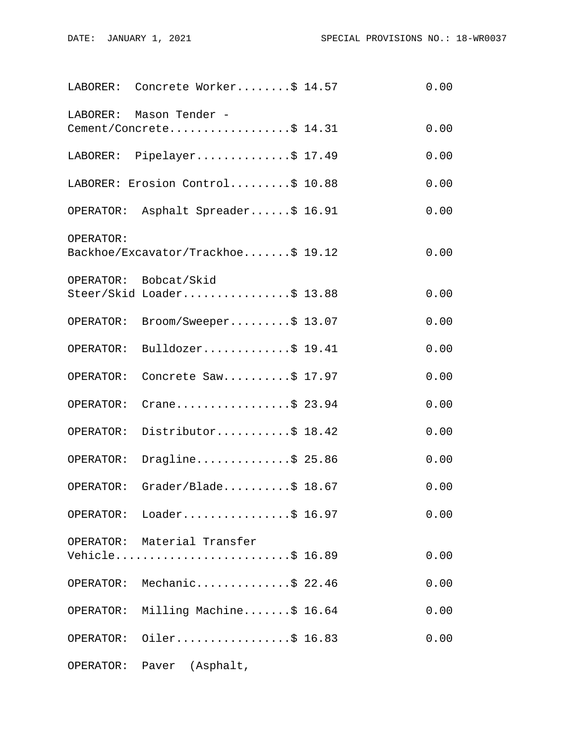```
LABORER:  Concrete Worker........$ 14.57            0.00

LABORER:  Mason Tender -
Cement/Concrete..................$ 14.31            0.00

LABORER:  Pipelayer..............$ 17.49            0.00

LABORER: Erosion Control.........$ 10.88            0.00

OPERATOR:  Asphalt Spreader......$ 16.91            0.00

OPERATOR:
Backhoe/Excavator/Trackhoe.......$ 19.12            0.00

OPERATOR:  Bobcat/Skid
Steer/Skid Loader................$ 13.88            0.00

OPERATOR:  Broom/Sweeper.........$ 13.07            0.00

OPERATOR:  Bulldozer.............$ 19.41            0.00

OPERATOR:  Concrete Saw..........$ 17.97            0.00

OPERATOR:  Crane.................$ 23.94            0.00

OPERATOR:  Distributor...........$ 18.42            0.00

OPERATOR:  Dragline..............$ 25.86            0.00

OPERATOR:  Grader/Blade..........$ 18.67            0.00

OPERATOR:  Loader................$ 16.97            0.00

OPERATOR:  Material Transfer
Vehicle..........................$ 16.89            0.00

OPERATOR:  Mechanic..............$ 22.46            0.00

OPERATOR:  Milling Machine.......$ 16.64            0.00

OPERATOR:  Oiler.................$ 16.83            0.00

OPERATOR:  Paver  (Asphalt,
```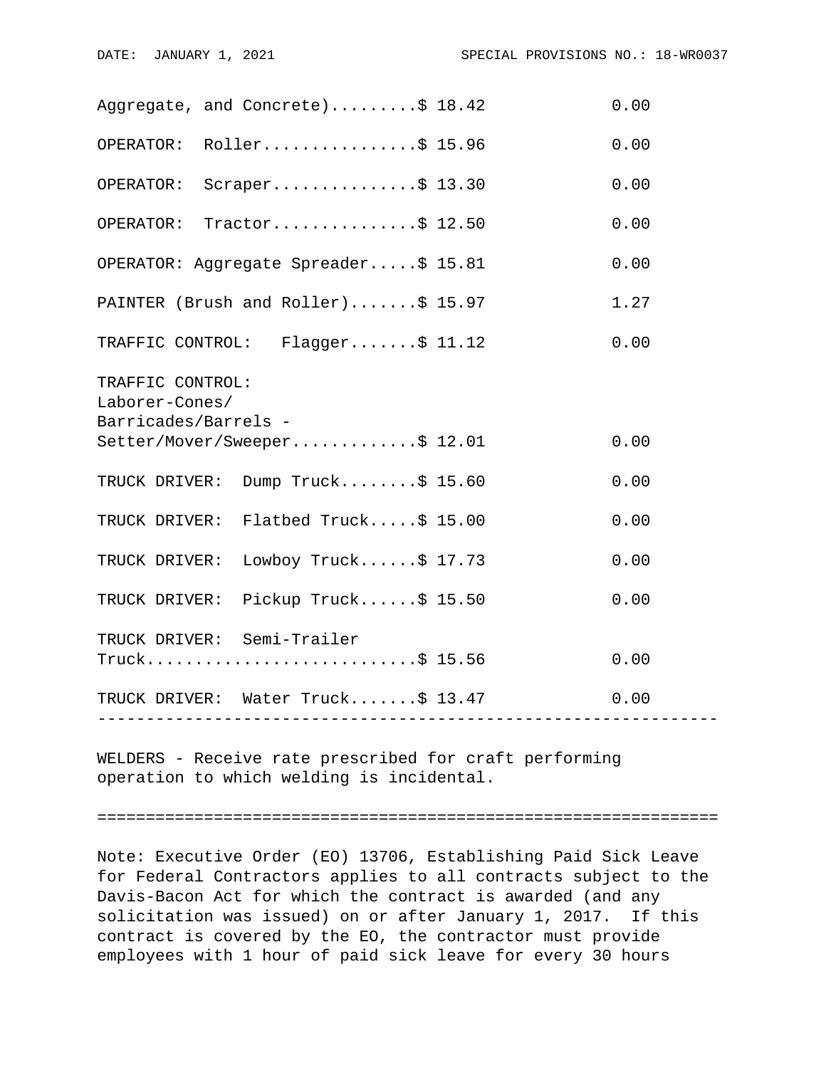| | Rates | Fringes |
|---|---|---|
| Aggregate, and Concrete) | $ 18.42 | 0.00 |
| OPERATOR: Roller | $ 15.96 | 0.00 |
| OPERATOR: Scraper | $ 13.30 | 0.00 |
| OPERATOR: Tractor | $ 12.50 | 0.00 |
| OPERATOR: Aggregate Spreader | $ 15.81 | 0.00 |
| PAINTER (Brush and Roller) | $ 15.97 | 1.27 |
| TRAFFIC CONTROL: Flagger | $ 11.12 | 0.00 |
| TRAFFIC CONTROL: Laborer-Cones/ Barricades/Barrels - Setter/Mover/Sweeper | $ 12.01 | 0.00 |
| TRUCK DRIVER: Dump Truck | $ 15.60 | 0.00 |
| TRUCK DRIVER: Flatbed Truck | $ 15.00 | 0.00 |
| TRUCK DRIVER: Lowboy Truck | $ 17.73 | 0.00 |
| TRUCK DRIVER: Pickup Truck | $ 15.50 | 0.00 |
| TRUCK DRIVER: Semi-Trailer Truck | $ 15.56 | 0.00 |
| TRUCK DRIVER: Water Truck | $ 13.47 | 0.00 |

---

WELDERS - Receive rate prescribed for craft performing operation to which welding is incidental.

================================================================

Note: Executive Order (EO) 13706, Establishing Paid Sick Leave for Federal Contractors applies to all contracts subject to the Davis-Bacon Act for which the contract is awarded (and any solicitation was issued) on or after January 1, 2017. If this contract is covered by the EO, the contractor must provide employees with 1 hour of paid sick leave for every 30 hours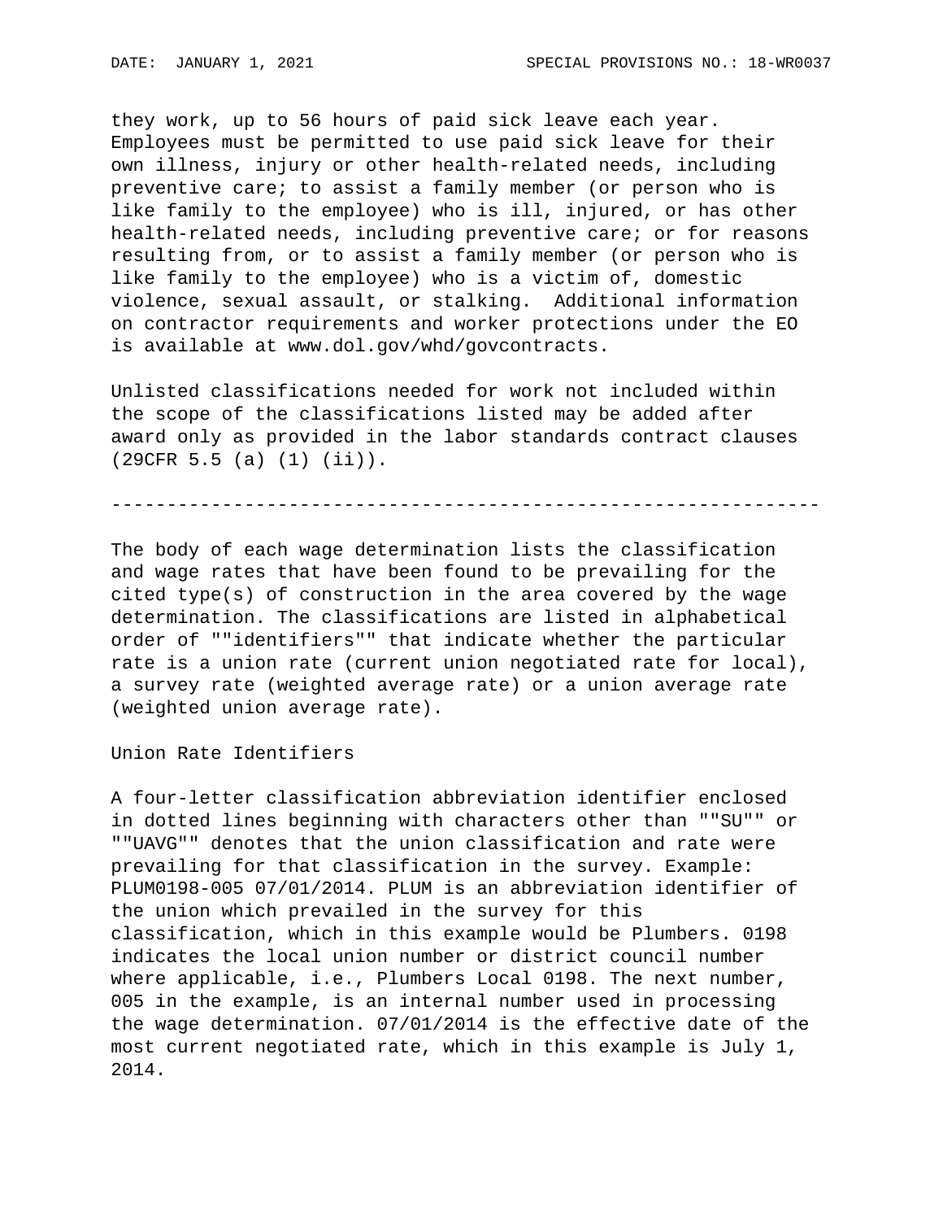they work, up to 56 hours of paid sick leave each year. Employees must be permitted to use paid sick leave for their own illness, injury or other health-related needs, including preventive care; to assist a family member (or person who is like family to the employee) who is ill, injured, or has other health-related needs, including preventive care; or for reasons resulting from, or to assist a family member (or person who is like family to the employee) who is a victim of, domestic violence, sexual assault, or stalking. Additional information on contractor requirements and worker protections under the EO is available at www.dol.gov/whd/govcontracts.

Unlisted classifications needed for work not included within the scope of the classifications listed may be added after award only as provided in the labor standards contract clauses (29CFR 5.5 (a) (1) (ii)).

----------------------------------------------------------------

The body of each wage determination lists the classification and wage rates that have been found to be prevailing for the cited type(s) of construction in the area covered by the wage determination. The classifications are listed in alphabetical order of ""identifiers"" that indicate whether the particular rate is a union rate (current union negotiated rate for local), a survey rate (weighted average rate) or a union average rate (weighted union average rate).

Union Rate Identifiers

A four-letter classification abbreviation identifier enclosed in dotted lines beginning with characters other than ""SU"" or ""UAVG"" denotes that the union classification and rate were prevailing for that classification in the survey. Example: PLUM0198-005 07/01/2014. PLUM is an abbreviation identifier of the union which prevailed in the survey for this classification, which in this example would be Plumbers. 0198 indicates the local union number or district council number where applicable, i.e., Plumbers Local 0198. The next number, 005 in the example, is an internal number used in processing the wage determination. 07/01/2014 is the effective date of the most current negotiated rate, which in this example is July 1, 2014.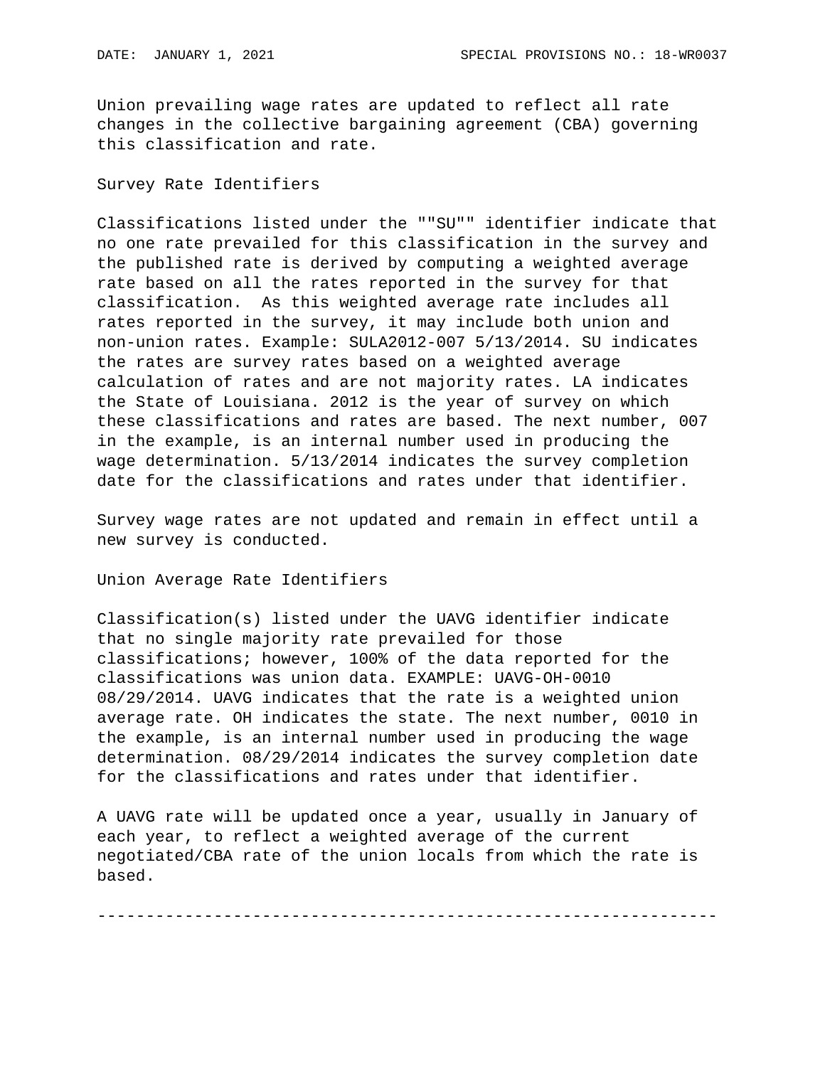Union prevailing wage rates are updated to reflect all rate changes in the collective bargaining agreement (CBA) governing this classification and rate.

Survey Rate Identifiers

Classifications listed under the ""SU"" identifier indicate that no one rate prevailed for this classification in the survey and the published rate is derived by computing a weighted average rate based on all the rates reported in the survey for that classification. As this weighted average rate includes all rates reported in the survey, it may include both union and non-union rates. Example: SULA2012-007 5/13/2014. SU indicates the rates are survey rates based on a weighted average calculation of rates and are not majority rates. LA indicates the State of Louisiana. 2012 is the year of survey on which these classifications and rates are based. The next number, 007 in the example, is an internal number used in producing the wage determination. 5/13/2014 indicates the survey completion date for the classifications and rates under that identifier.

Survey wage rates are not updated and remain in effect until a new survey is conducted.

Union Average Rate Identifiers

Classification(s) listed under the UAVG identifier indicate that no single majority rate prevailed for those classifications; however, 100% of the data reported for the classifications was union data. EXAMPLE: UAVG-OH-0010 08/29/2014. UAVG indicates that the rate is a weighted union average rate. OH indicates the state. The next number, 0010 in the example, is an internal number used in producing the wage determination. 08/29/2014 indicates the survey completion date for the classifications and rates under that identifier.

A UAVG rate will be updated once a year, usually in January of each year, to reflect a weighted average of the current negotiated/CBA rate of the union locals from which the rate is based.

----------------------------------------------------------------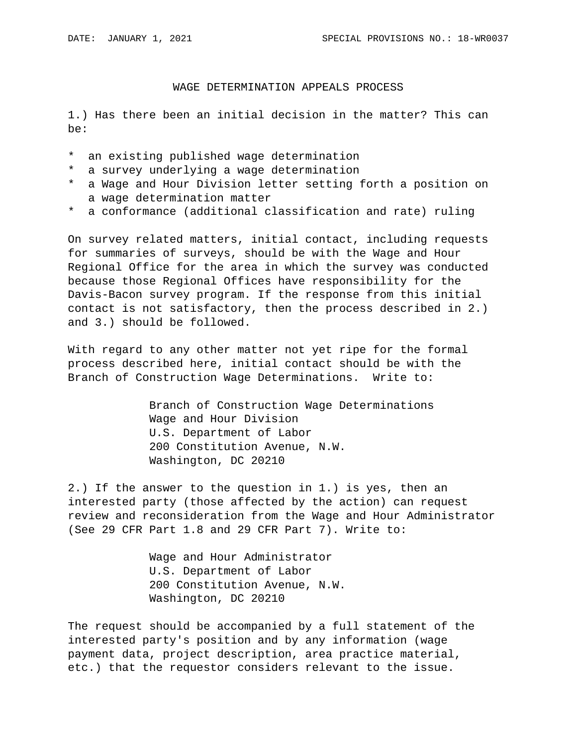# WAGE DETERMINATION APPEALS PROCESS

1.) Has there been an initial decision in the matter? This can be:

* an existing published wage determination
* a survey underlying a wage determination
* a Wage and Hour Division letter setting forth a position on a wage determination matter
* a conformance (additional classification and rate) ruling

On survey related matters, initial contact, including requests for summaries of surveys, should be with the Wage and Hour Regional Office for the area in which the survey was conducted because those Regional Offices have responsibility for the Davis-Bacon survey program. If the response from this initial contact is not satisfactory, then the process described in 2.) and 3.) should be followed.

With regard to any other matter not yet ripe for the formal process described here, initial contact should be with the Branch of Construction Wage Determinations. Write to:

Branch of Construction Wage Determinations
Wage and Hour Division
U.S. Department of Labor
200 Constitution Avenue, N.W.
Washington, DC 20210

2.) If the answer to the question in 1.) is yes, then an interested party (those affected by the action) can request review and reconsideration from the Wage and Hour Administrator (See 29 CFR Part 1.8 and 29 CFR Part 7). Write to:

Wage and Hour Administrator
U.S. Department of Labor
200 Constitution Avenue, N.W.
Washington, DC 20210

The request should be accompanied by a full statement of the interested party's position and by any information (wage payment data, project description, area practice material, etc.) that the requestor considers relevant to the issue.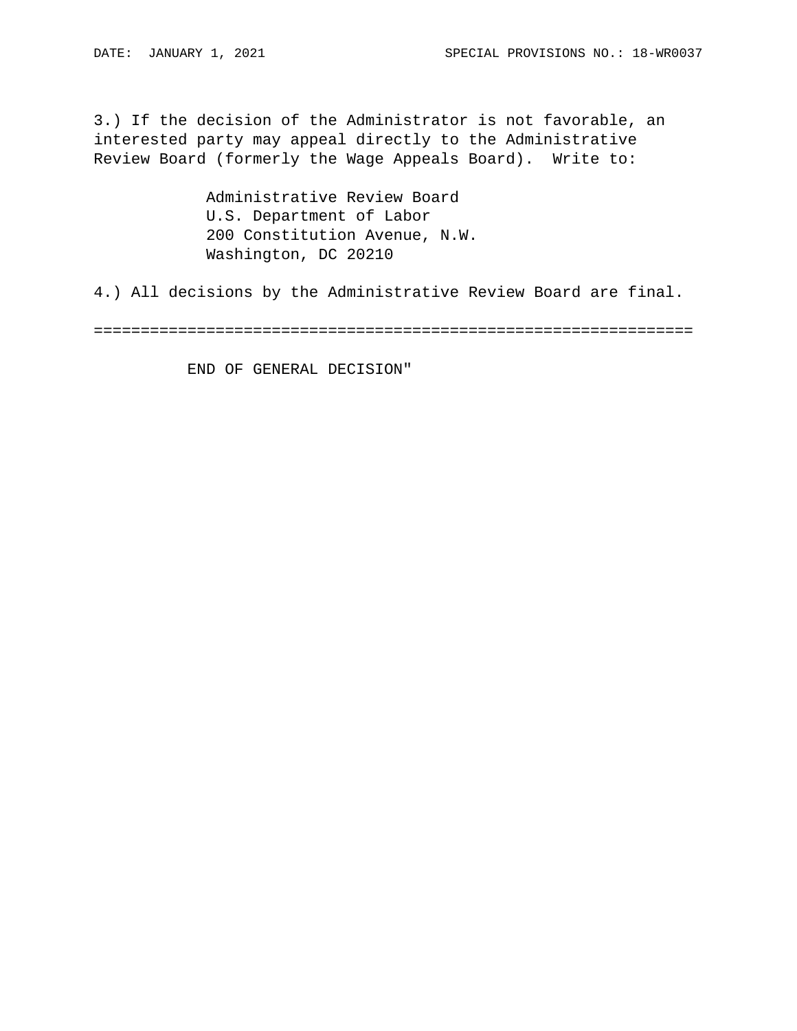3.) If the decision of the Administrator is not favorable, an interested party may appeal directly to the Administrative Review Board (formerly the Wage Appeals Board). Write to:

Administrative Review Board
U.S. Department of Labor
200 Constitution Avenue, N.W.
Washington, DC 20210

4.) All decisions by the Administrative Review Board are final.

================================================================

END OF GENERAL DECISION"